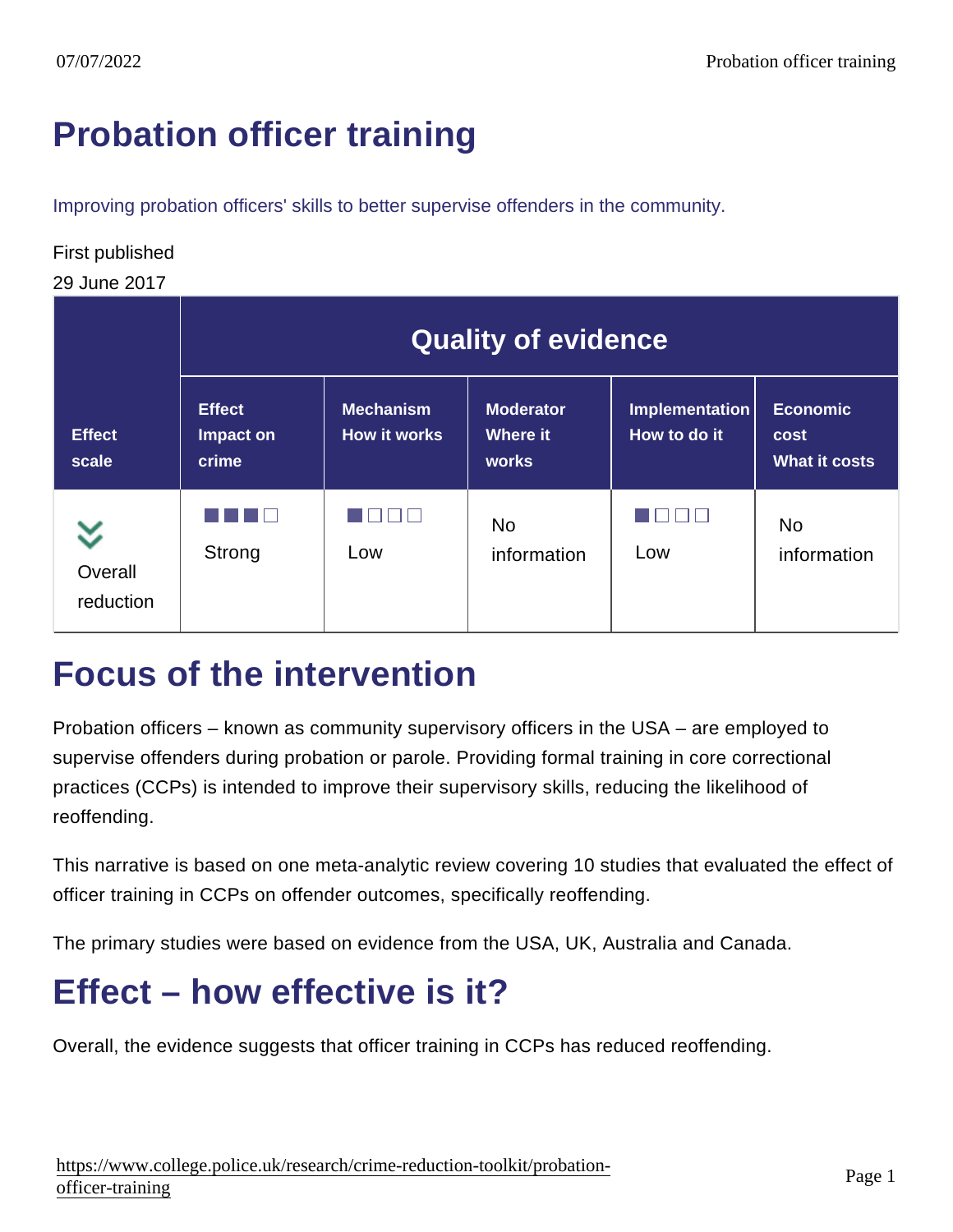# Probation officer training

Improving probation officers' skills to better supervise offenders in the community.

First published
29 June 2017

| Effect scale | Quality of evidence | | | | |
|---|---|---|---|---|---|
| | Effect Impact on crime | Mechanism How it works | Moderator Where it works | Implementation How to do it | Economic cost What it costs |
| Overall reduction | ■■■□ Strong | ■□□□ Low | No information | ■□□□ Low | No information |

## Focus of the intervention

Probation officers – known as community supervisory officers in the USA – are employed to supervise offenders during probation or parole. Providing formal training in core correctional practices (CCPs) is intended to improve their supervisory skills, reducing the likelihood of reoffending.

This narrative is based on one meta-analytic review covering 10 studies that evaluated the effect of officer training in CCPs on offender outcomes, specifically reoffending.

The primary studies were based on evidence from the USA, UK, Australia and Canada.

## Effect – how effective is it?

Overall, the evidence suggests that officer training in CCPs has reduced reoffending.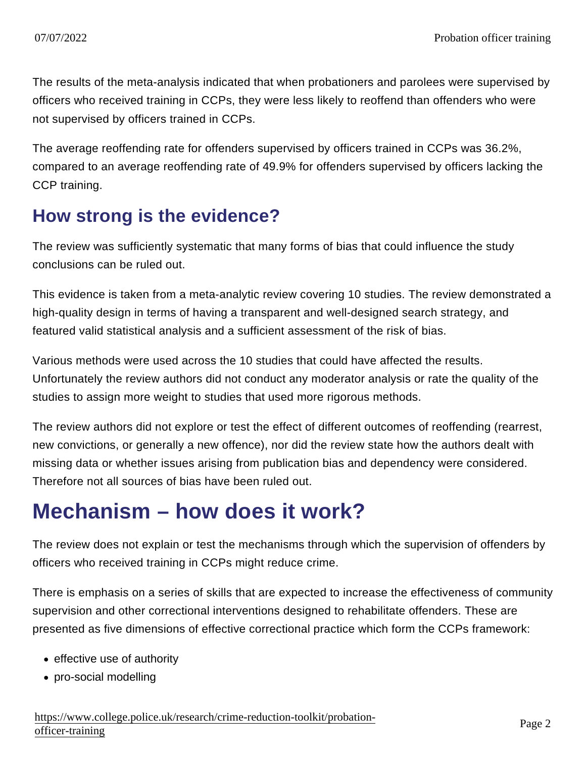The results of the meta-analysis indicated that when probationers and parolees were supervised by officers who received training in CCPs, they were less likely to reoffend than offenders who were not supervised by officers trained in CCPs.

The average reoffending rate for offenders supervised by officers trained in CCPs was 36.2%, compared to an average reoffending rate of 49.9% for offenders supervised by officers lacking the CCP training.

## How strong is the evidence?

The review was sufficiently systematic that many forms of bias that could influence the study conclusions can be ruled out.

This evidence is taken from a meta-analytic review covering 10 studies. The review demonstrated a high-quality design in terms of having a transparent and well-designed search strategy, and featured valid statistical analysis and a sufficient assessment of the risk of bias.

Various methods were used across the 10 studies that could have affected the results. Unfortunately the review authors did not conduct any moderator analysis or rate the quality of the studies to assign more weight to studies that used more rigorous methods.

The review authors did not explore or test the effect of different outcomes of reoffending (rearrest, new convictions, or generally a new offence), nor did the review state how the authors dealt with missing data or whether issues arising from publication bias and dependency were considered. Therefore not all sources of bias have been ruled out.

# Mechanism – how does it work?

The review does not explain or test the mechanisms through which the supervision of offenders by officers who received training in CCPs might reduce crime.

There is emphasis on a series of skills that are expected to increase the effectiveness of community supervision and other correctional interventions designed to rehabilitate offenders. These are presented as five dimensions of effective correctional practice which form the CCPs framework:

- effective use of authority
- pro-social modelling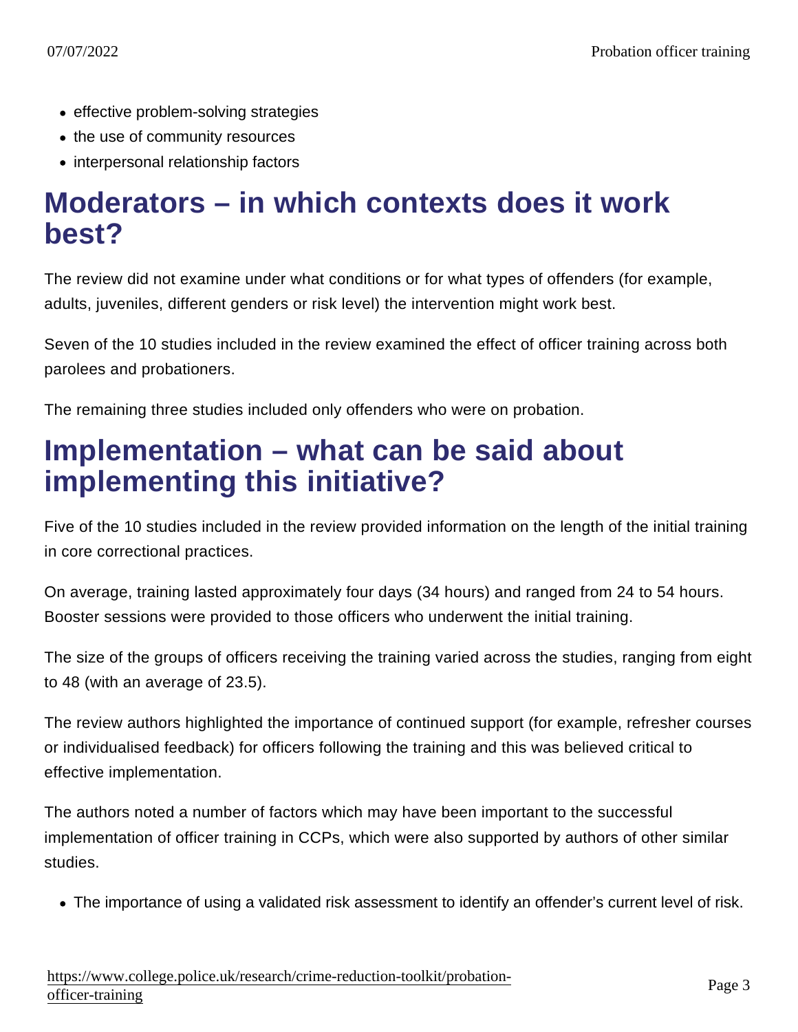- effective problem-solving strategies
- the use of community resources
- interpersonal relationship factors

## Moderators – in which contexts does it work best?

The review did not examine under what conditions or for what types of offenders (for example, adults, juveniles, different genders or risk level) the intervention might work best.

Seven of the 10 studies included in the review examined the effect of officer training across both parolees and probationers.

The remaining three studies included only offenders who were on probation.

## Implementation – what can be said about implementing this initiative?

Five of the 10 studies included in the review provided information on the length of the initial training in core correctional practices.

On average, training lasted approximately four days (34 hours) and ranged from 24 to 54 hours. Booster sessions were provided to those officers who underwent the initial training.

The size of the groups of officers receiving the training varied across the studies, ranging from eight to 48 (with an average of 23.5).

The review authors highlighted the importance of continued support (for example, refresher courses or individualised feedback) for officers following the training and this was believed critical to effective implementation.

The authors noted a number of factors which may have been important to the successful implementation of officer training in CCPs, which were also supported by authors of other similar studies.

- The importance of using a validated risk assessment to identify an offender's current level of risk.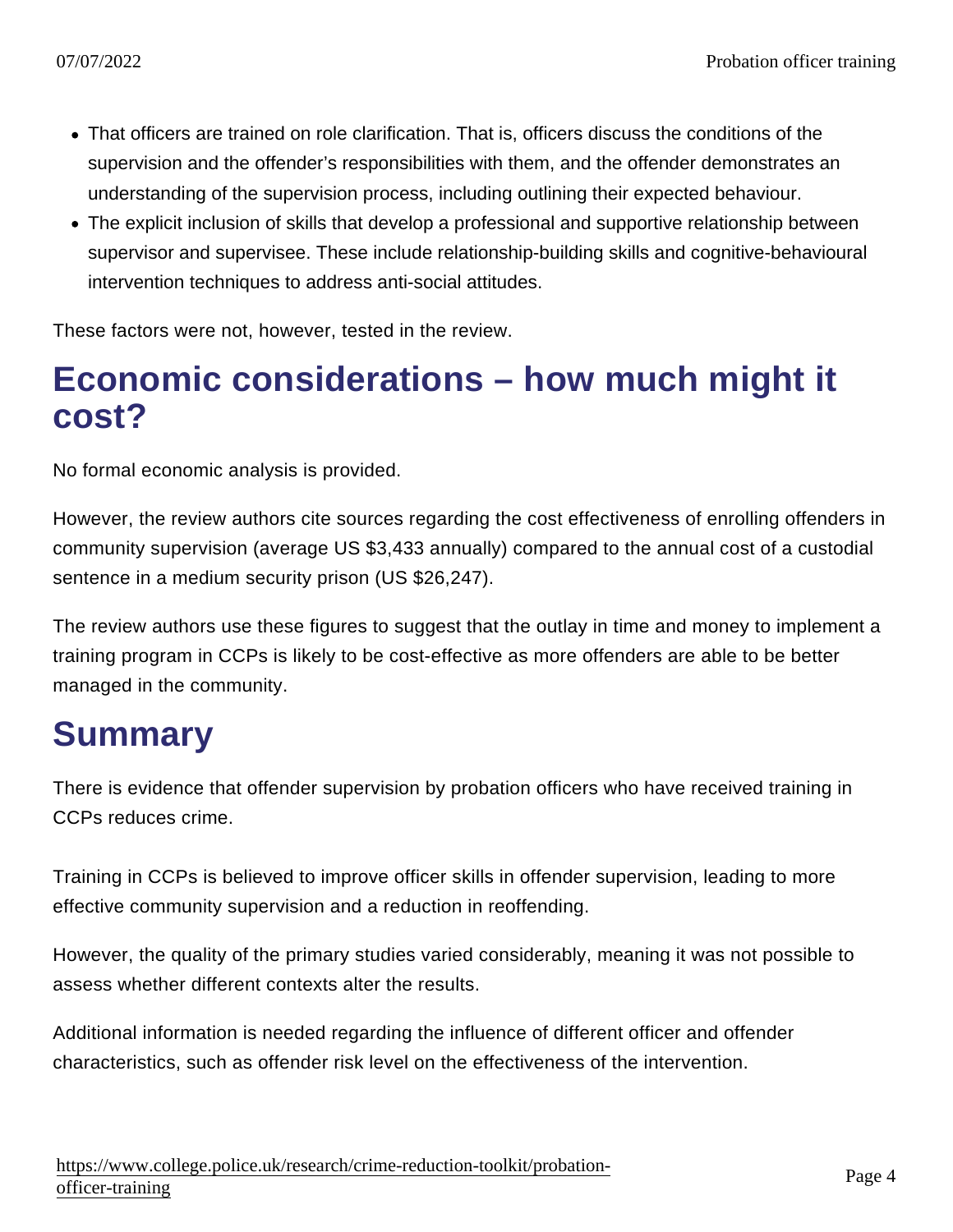- That officers are trained on role clarification. That is, officers discuss the conditions of the supervision and the offender's responsibilities with them, and the offender demonstrates an understanding of the supervision process, including outlining their expected behaviour.
- The explicit inclusion of skills that develop a professional and supportive relationship between supervisor and supervisee. These include relationship-building skills and cognitive-behavioural intervention techniques to address anti-social attitudes.

These factors were not, however, tested in the review.

## Economic considerations – how much might it cost?

No formal economic analysis is provided.

However, the review authors cite sources regarding the cost effectiveness of enrolling offenders in community supervision (average US $3,433 annually) compared to the annual cost of a custodial sentence in a medium security prison (US $26,247).

The review authors use these figures to suggest that the outlay in time and money to implement a training program in CCPs is likely to be cost-effective as more offenders are able to be better managed in the community.

## Summary

There is evidence that offender supervision by probation officers who have received training in CCPs reduces crime.

Training in CCPs is believed to improve officer skills in offender supervision, leading to more effective community supervision and a reduction in reoffending.

However, the quality of the primary studies varied considerably, meaning it was not possible to assess whether different contexts alter the results.

Additional information is needed regarding the influence of different officer and offender characteristics, such as offender risk level on the effectiveness of the intervention.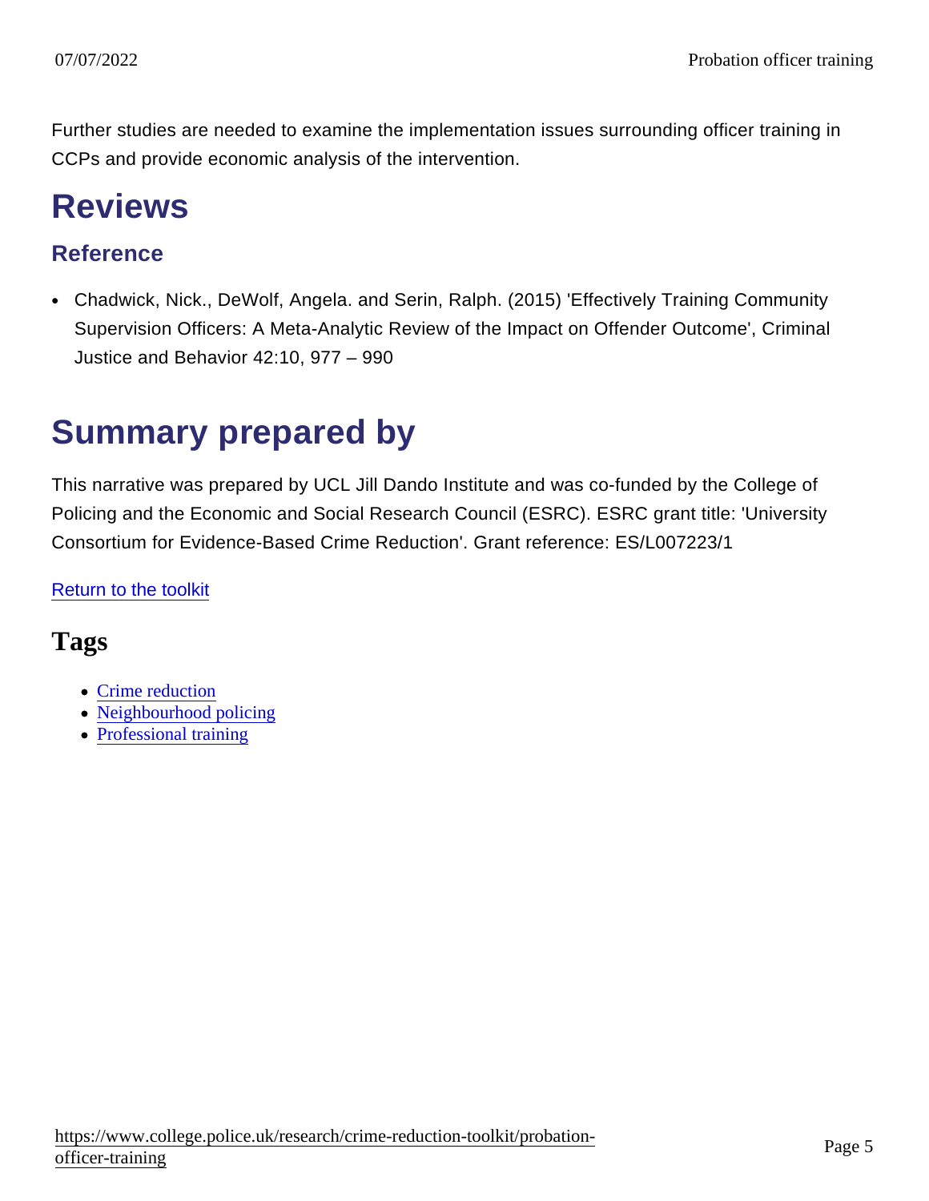Further studies are needed to examine the implementation issues surrounding officer training in CCPs and provide economic analysis of the intervention.

# Reviews

## Reference

- Chadwick, Nick., DeWolf, Angela. and Serin, Ralph. (2015) 'Effectively Training Community Supervision Officers: A Meta-Analytic Review of the Impact on Offender Outcome', Criminal Justice and Behavior 42:10, 977 – 990

# Summary prepared by

This narrative was prepared by UCL Jill Dando Institute and was co-funded by the College of Policing and the Economic and Social Research Council (ESRC). ESRC grant title: 'University Consortium for Evidence-Based Crime Reduction'. Grant reference: ES/L007223/1

Return to the toolkit

## Tags

- Crime reduction
- Neighbourhood policing
- Professional training